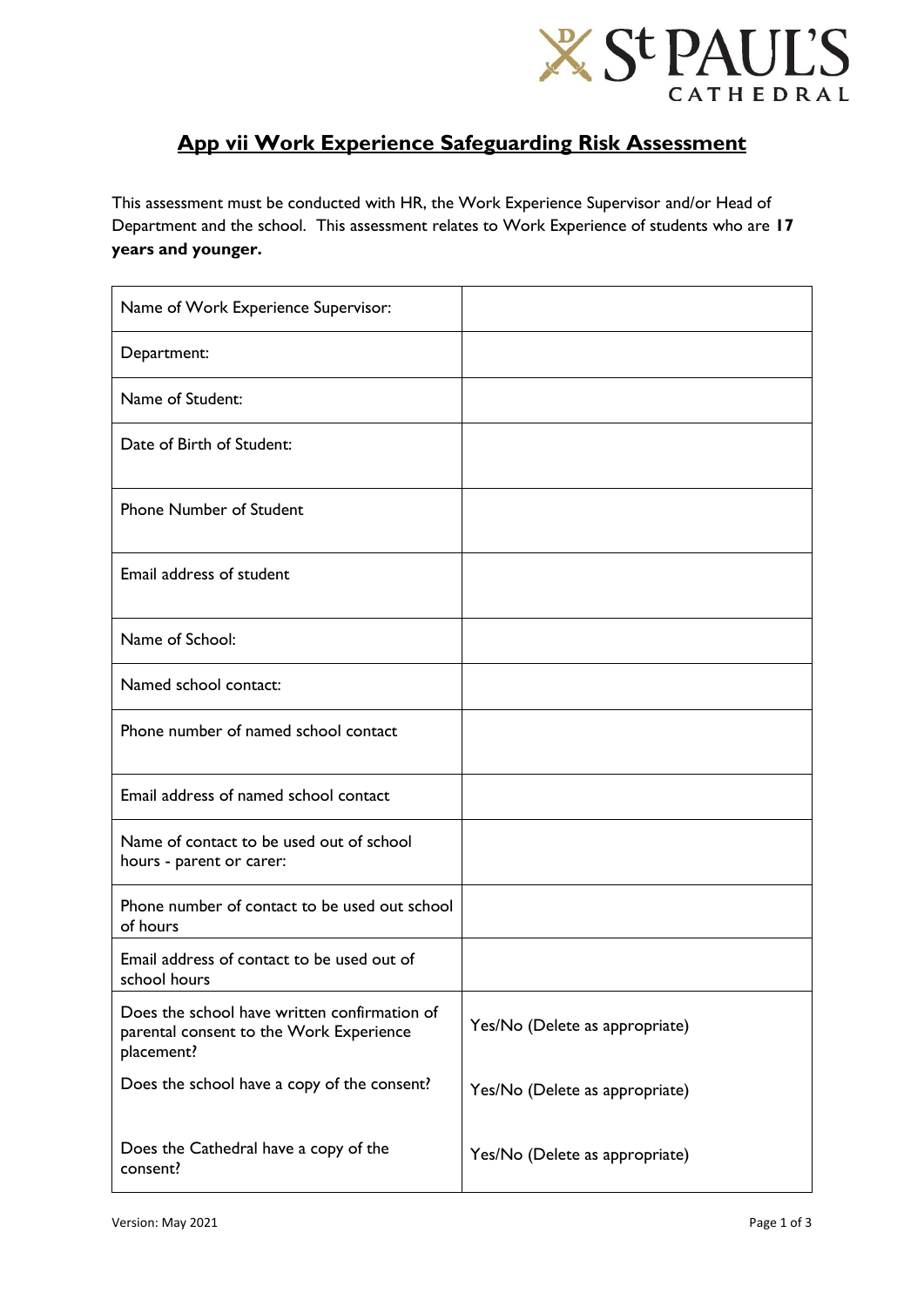## App vii Work Experience Safeguarding Risk Assessment

This assessment must be conducted with HR, the Work Experience Supervisor and/or Head of Department and the school. This assessment relates to Work Experience of students who are **17 years and younger.**

| | |
|---|---|
| Name of Work Experience Supervisor: | |
| Department: | |
| Name of Student: | |
| Date of Birth of Student: | |
| Phone Number of Student | |
| Email address of student | |
| Name of School: | |
| Named school contact: | |
| Phone number of named school contact | |
| Email address of named school contact | |
| Name of contact to be used out of school hours - parent or carer: | |
| Phone number of contact to be used out school of hours | |
| Email address of contact to be used out of school hours | |
| Does the school have written confirmation of parental consent to the Work Experience placement? | Yes/No (Delete as appropriate) |
| Does the school have a copy of the consent? | Yes/No (Delete as appropriate) |
| Does the Cathedral have a copy of the consent? | Yes/No (Delete as appropriate) |

Version: May 2021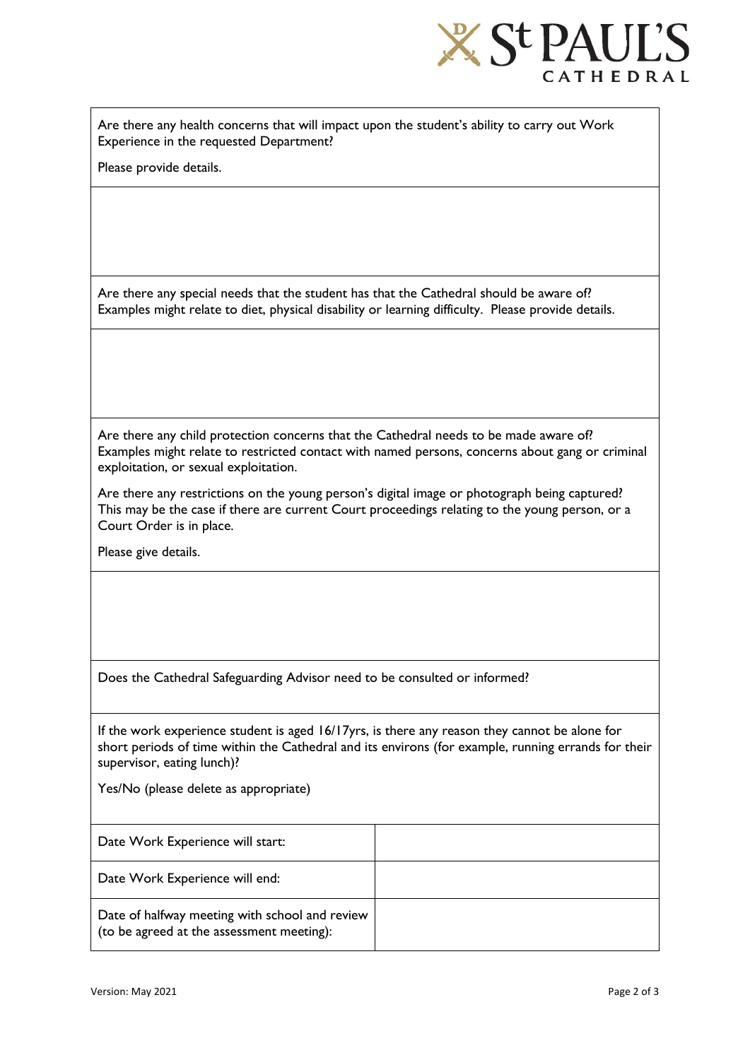Are there any health concerns that will impact upon the student's ability to carry out Work Experience in the requested Department?

Please provide details.

Are there any special needs that the student has that the Cathedral should be aware of? Examples might relate to diet, physical disability or learning difficulty. Please provide details.

Are there any child protection concerns that the Cathedral needs to be made aware of? Examples might relate to restricted contact with named persons, concerns about gang or criminal exploitation, or sexual exploitation.

Are there any restrictions on the young person's digital image or photograph being captured? This may be the case if there are current Court proceedings relating to the young person, or a Court Order is in place.

Please give details.

Does the Cathedral Safeguarding Advisor need to be consulted or informed?

If the work experience student is aged 16/17yrs, is there any reason they cannot be alone for short periods of time within the Cathedral and its environs (for example, running errands for their supervisor, eating lunch)?

Yes/No (please delete as appropriate)

| | |
|---|---|
| Date Work Experience will start: | |
| Date Work Experience will end: | |
| Date of halfway meeting with school and review (to be agreed at the assessment meeting): | |

Version: May 2021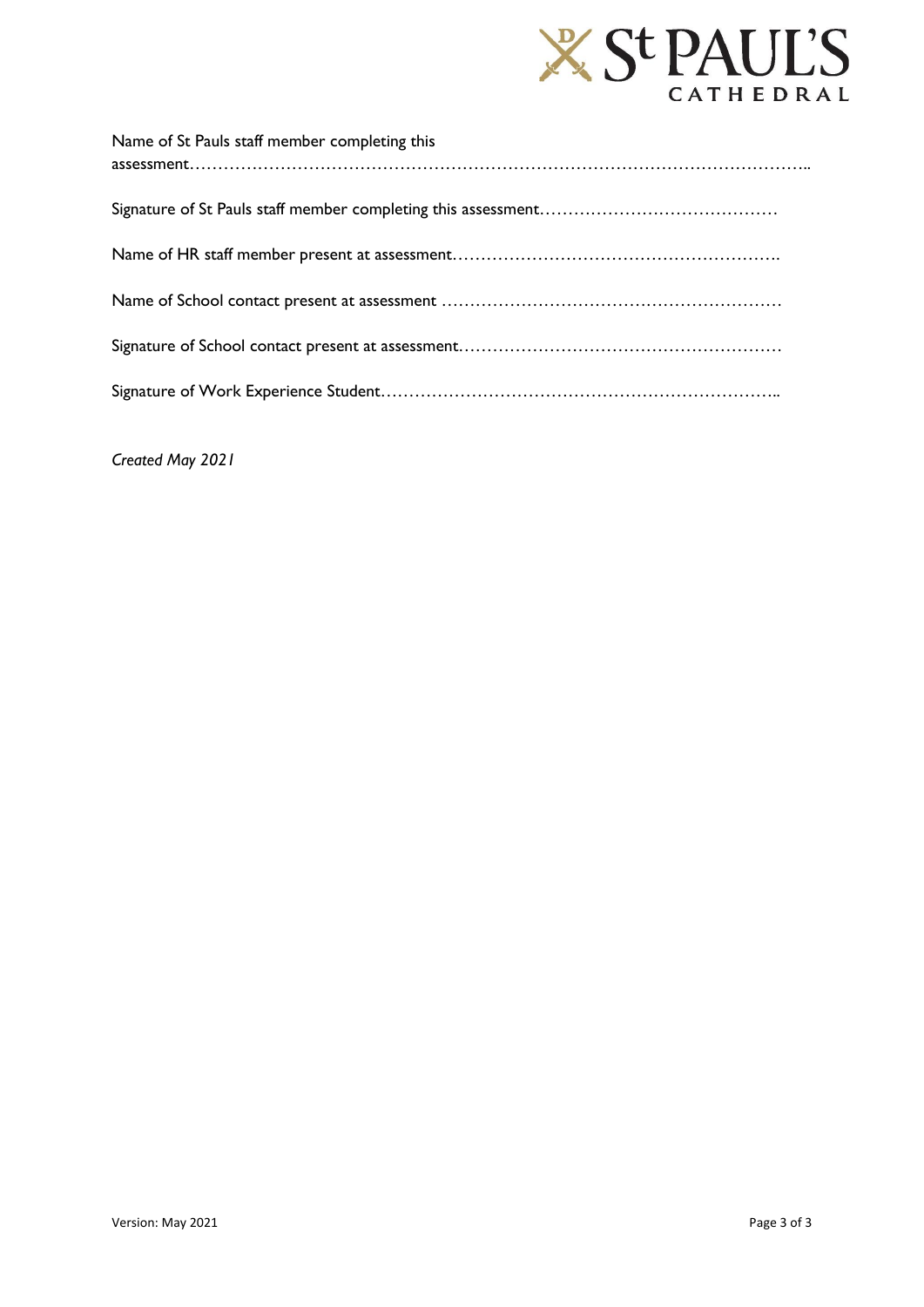Name of St Pauls staff member completing this assessment……………………………………………………………………………………………..

Signature of St Pauls staff member completing this assessment……………………………………

Name of HR staff member present at assessment………………………………………………….

Name of School contact present at assessment ……………………………………………………

Signature of School contact present at assessment…………………………………………………

Signature of Work Experience Student…………………………………………………………..

*Created May 2021*